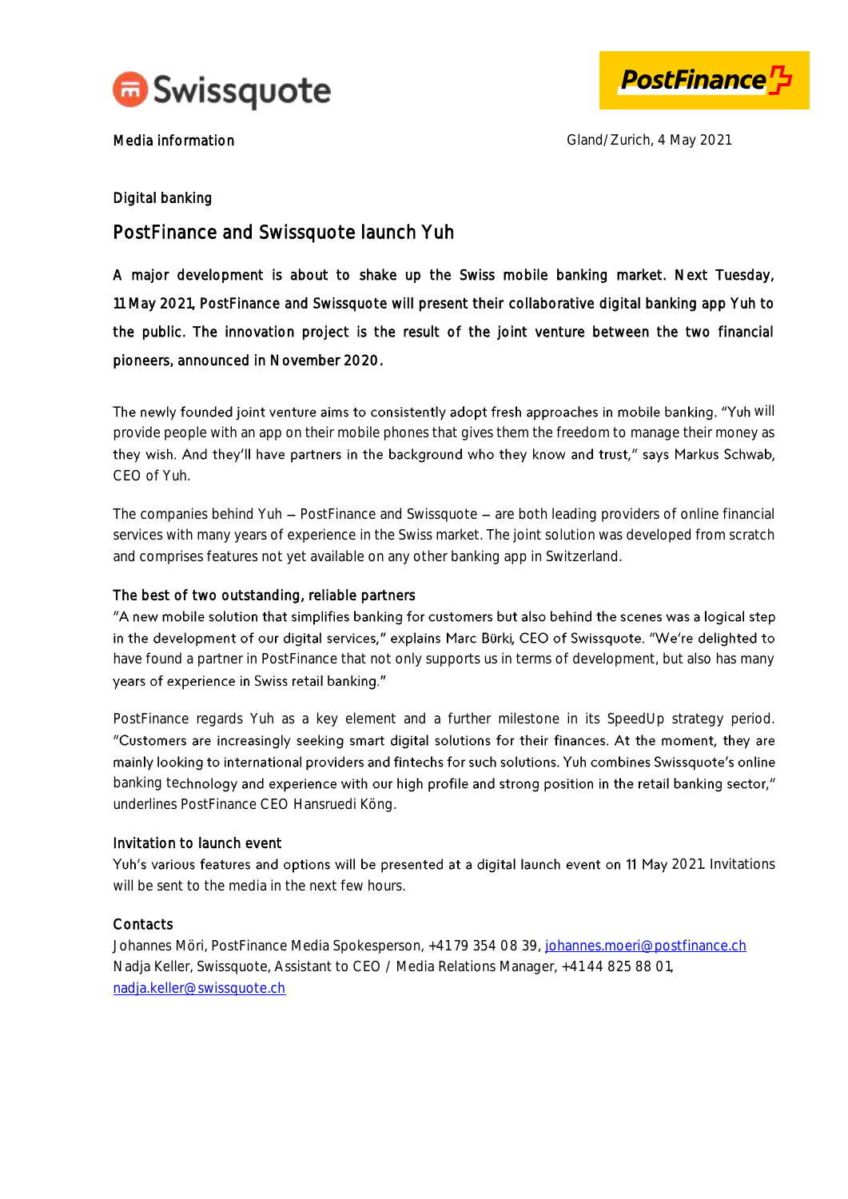Swissquote

PostFinance

Media information

Gland/Zurich, 4 May 2021

Digital banking

# PostFinance and Swissquote launch Yuh

**A major development is about to shake up the Swiss mobile banking market. Next Tuesday, 11 May 2021, PostFinance and Swissquote will present their collaborative digital banking app Yuh to the public. The innovation project is the result of the joint venture between the two financial pioneers, announced in November 2020.**

The newly founded joint venture aims to consistently adopt fresh approaches in mobile banking. "Yuh will provide people with an app on their mobile phones that gives them the freedom to manage their money as they wish. And they'll have partners in the background who they know and trust," says Markus Schwab, CEO of Yuh.

The companies behind Yuh – PostFinance and Swissquote – are both leading providers of online financial services with many years of experience in the Swiss market. The joint solution was developed from scratch and comprises features not yet available on any other banking app in Switzerland.

## The best of two outstanding, reliable partners

"A new mobile solution that simplifies banking for customers but also behind the scenes was a logical step in the development of our digital services," explains Marc Bürki, CEO of Swissquote. "We're delighted to have found a partner in PostFinance that not only supports us in terms of development, but also has many years of experience in Swiss retail banking."

PostFinance regards Yuh as a key element and a further milestone in its SpeedUp strategy period. "Customers are increasingly seeking smart digital solutions for their finances. At the moment, they are mainly looking to international providers and fintechs for such solutions. Yuh combines Swissquote's online banking technology and experience with our high profile and strong position in the retail banking sector," underlines PostFinance CEO Hansruedi Köng.

## Invitation to launch event

Yuh's various features and options will be presented at a digital launch event on 11 May 2021. Invitations will be sent to the media in the next few hours.

## Contacts

Johannes Möri, PostFinance Media Spokesperson, +41 79 354 08 39, johannes.moeri@postfinance.ch
Nadja Keller, Swissquote, Assistant to CEO / Media Relations Manager, +41 44 825 88 01, nadja.keller@swissquote.ch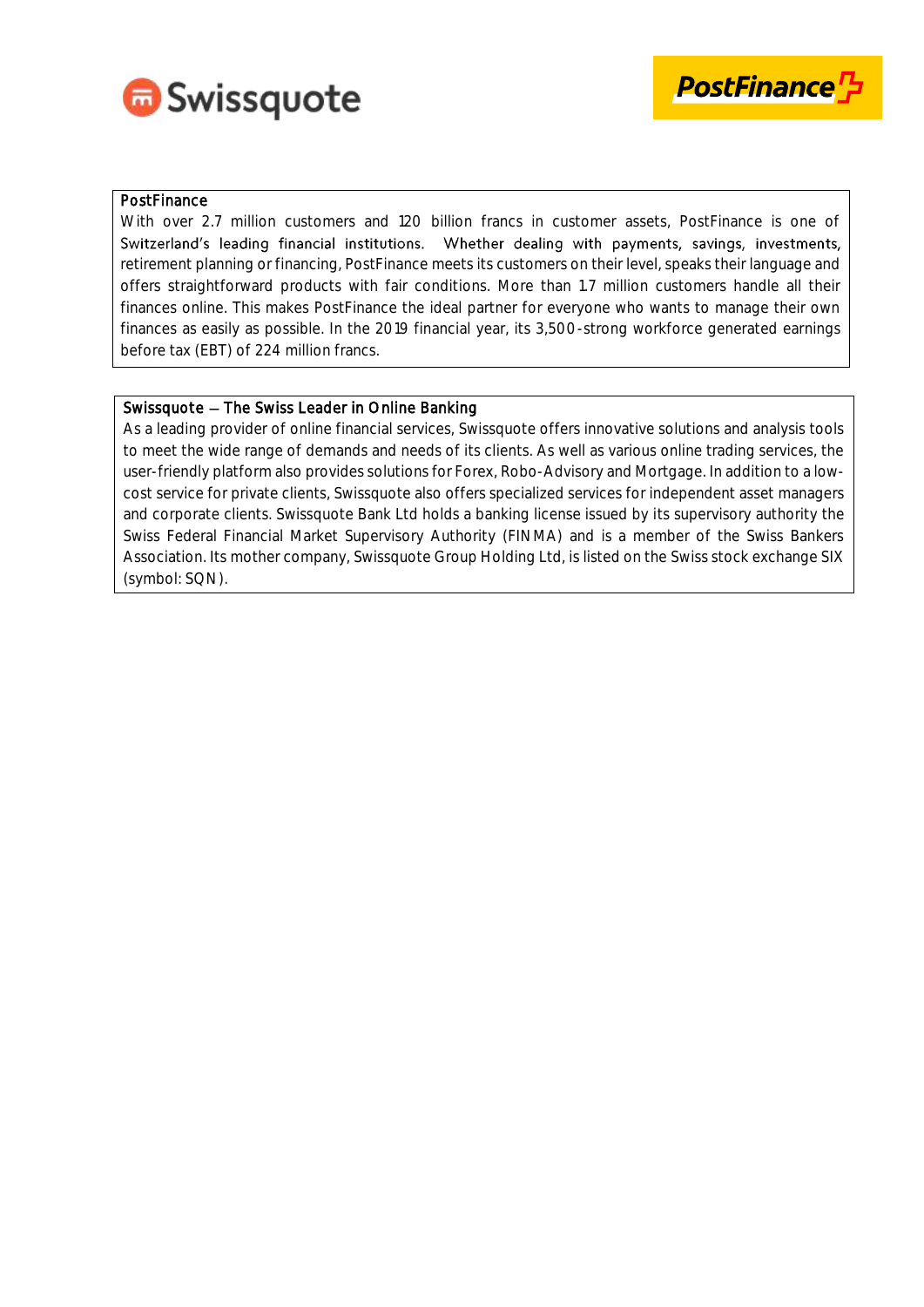**PostFinance**

With over 2.7 million customers and 120 billion francs in customer assets, PostFinance is one of Switzerland's leading financial institutions. Whether dealing with payments, savings, investments, retirement planning or financing, PostFinance meets its customers on their level, speaks their language and offers straightforward products with fair conditions. More than 1.7 million customers handle all their finances online. This makes PostFinance the ideal partner for everyone who wants to manage their own finances as easily as possible. In the 2019 financial year, its 3,500-strong workforce generated earnings before tax (EBT) of 224 million francs.

**Swissquote – The Swiss Leader in Online Banking**

As a leading provider of online financial services, Swissquote offers innovative solutions and analysis tools to meet the wide range of demands and needs of its clients. As well as various online trading services, the user-friendly platform also provides solutions for Forex, Robo-Advisory and Mortgage. In addition to a low-cost service for private clients, Swissquote also offers specialized services for independent asset managers and corporate clients. Swissquote Bank Ltd holds a banking license issued by its supervisory authority the Swiss Federal Financial Market Supervisory Authority (FINMA) and is a member of the Swiss Bankers Association. Its mother company, Swissquote Group Holding Ltd, is listed on the Swiss stock exchange SIX (symbol: SQN).